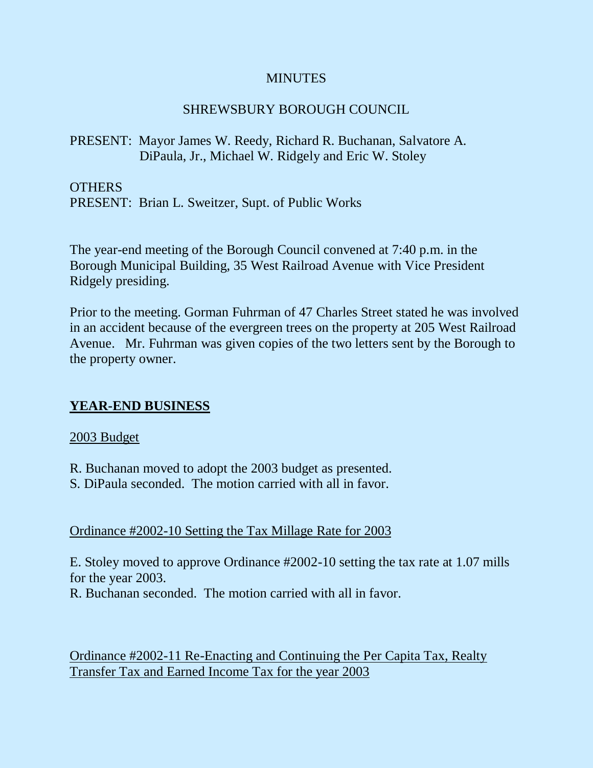MINUTES

SHREWSBURY BOROUGH COUNCIL

PRESENT: Mayor James W. Reedy, Richard R. Buchanan, Salvatore A. DiPaula, Jr., Michael W. Ridgely and Eric W. Stoley

OTHERS
PRESENT: Brian L. Sweitzer, Supt. of Public Works

The year-end meeting of the Borough Council convened at 7:40 p.m. in the Borough Municipal Building, 35 West Railroad Avenue with Vice President Ridgely presiding.

Prior to the meeting. Gorman Fuhrman of 47 Charles Street stated he was involved in an accident because of the evergreen trees on the property at 205 West Railroad Avenue. Mr. Fuhrman was given copies of the two letters sent by the Borough to the property owner.

## YEAR-END BUSINESS

2003 Budget

R. Buchanan moved to adopt the 2003 budget as presented.
S. DiPaula seconded. The motion carried with all in favor.

Ordinance #2002-10 Setting the Tax Millage Rate for 2003

E. Stoley moved to approve Ordinance #2002-10 setting the tax rate at 1.07 mills for the year 2003.
R. Buchanan seconded. The motion carried with all in favor.

Ordinance #2002-11 Re-Enacting and Continuing the Per Capita Tax, Realty Transfer Tax and Earned Income Tax for the year 2003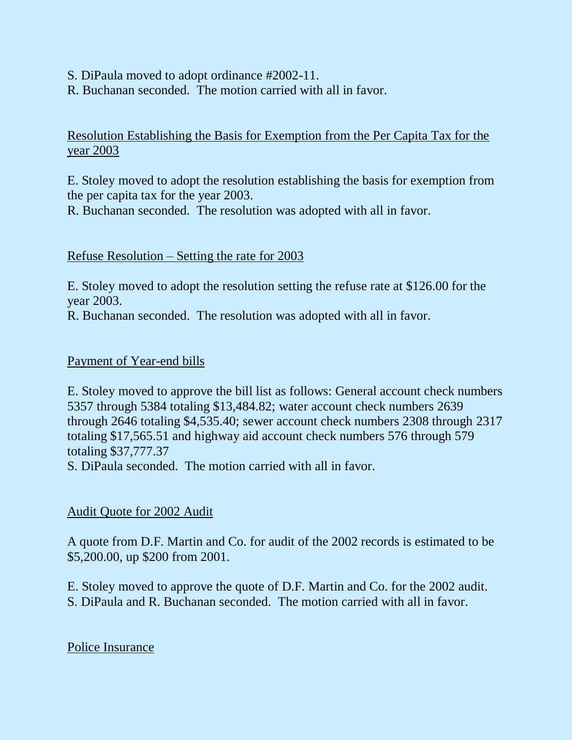S. DiPaula moved to adopt ordinance #2002-11.
R. Buchanan seconded. The motion carried with all in favor.

<u>Resolution Establishing the Basis for Exemption from the Per Capita Tax for the year 2003</u>

E. Stoley moved to adopt the resolution establishing the basis for exemption from the per capita tax for the year 2003.
R. Buchanan seconded. The resolution was adopted with all in favor.

<u>Refuse Resolution – Setting the rate for 2003</u>

E. Stoley moved to adopt the resolution setting the refuse rate at $126.00 for the year 2003.
R. Buchanan seconded. The resolution was adopted with all in favor.

<u>Payment of Year-end bills</u>

E. Stoley moved to approve the bill list as follows: General account check numbers 5357 through 5384 totaling $13,484.82; water account check numbers 2639 through 2646 totaling $4,535.40; sewer account check numbers 2308 through 2317 totaling $17,565.51 and highway aid account check numbers 576 through 579 totaling $37,777.37
S. DiPaula seconded. The motion carried with all in favor.

<u>Audit Quote for 2002 Audit</u>

A quote from D.F. Martin and Co. for audit of the 2002 records is estimated to be $5,200.00, up $200 from 2001.

E. Stoley moved to approve the quote of D.F. Martin and Co. for the 2002 audit.
S. DiPaula and R. Buchanan seconded. The motion carried with all in favor.

<u>Police Insurance</u>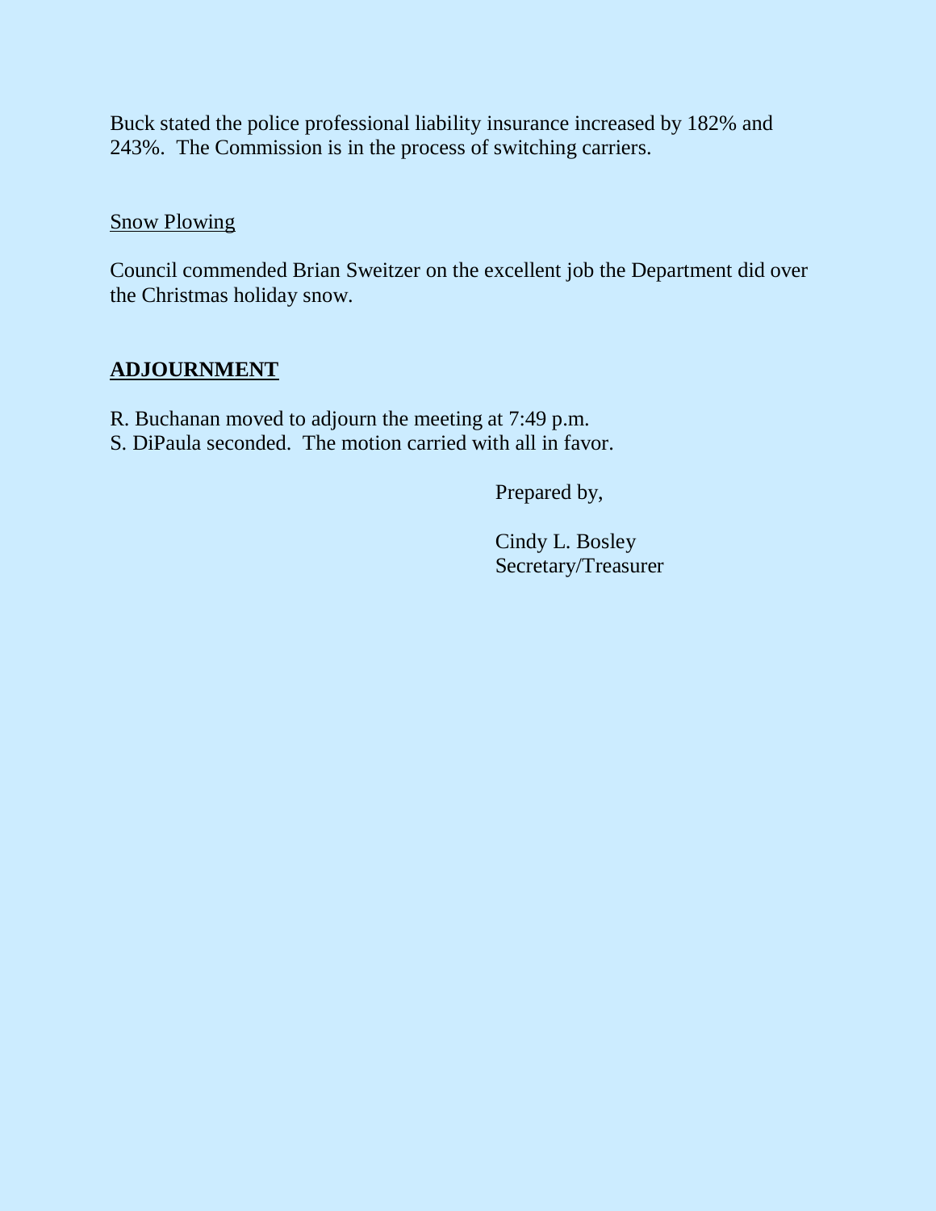Buck stated the police professional liability insurance increased by 182% and 243%. The Commission is in the process of switching carriers.

<u>Snow Plowing</u>

Council commended Brian Sweitzer on the excellent job the Department did over the Christmas holiday snow.

## ADJOURNMENT

R. Buchanan moved to adjourn the meeting at 7:49 p.m.
S. DiPaula seconded. The motion carried with all in favor.

Prepared by,

Cindy L. Bosley
Secretary/Treasurer